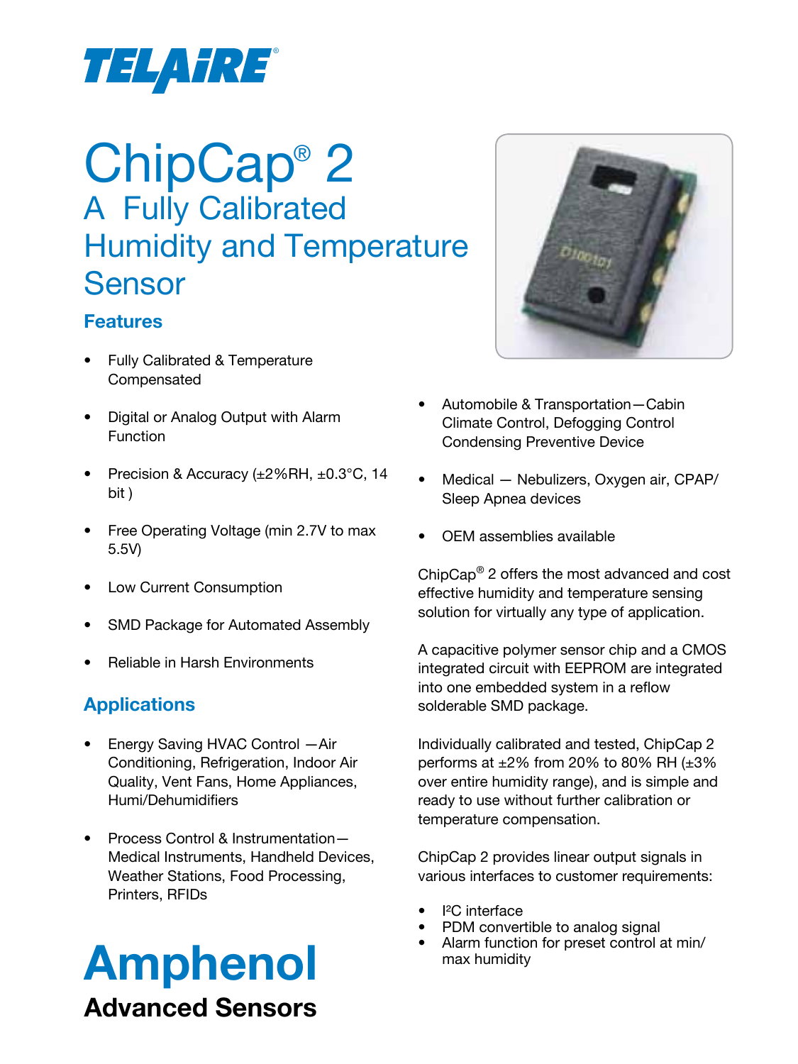TELAIRE®

# ChipCap® 2

## A Fully Calibrated Humidity and Temperature Sensor

### Features

- Fully Calibrated & Temperature Compensated
- Digital or Analog Output with Alarm Function
- Precision & Accuracy (±2%RH, ±0.3°C, 14 bit )
- Free Operating Voltage (min 2.7V to max 5.5V)
- Low Current Consumption
- SMD Package for Automated Assembly
- Reliable in Harsh Environments

### Applications

- Energy Saving HVAC Control —Air Conditioning, Refrigeration, Indoor Air Quality, Vent Fans, Home Appliances, Humi/Dehumidifiers
- Process Control & Instrumentation—Medical Instruments, Handheld Devices, Weather Stations, Food Processing, Printers, RFIDs
- Automobile & Transportation—Cabin Climate Control, Defogging Control Condensing Preventive Device
- Medical — Nebulizers, Oxygen air, CPAP/ Sleep Apnea devices
- OEM assemblies available

ChipCap® 2 offers the most advanced and cost effective humidity and temperature sensing solution for virtually any type of application.

A capacitive polymer sensor chip and a CMOS integrated circuit with EEPROM are integrated into one embedded system in a reflow solderable SMD package.

Individually calibrated and tested, ChipCap 2 performs at ±2% from 20% to 80% RH (±3% over entire humidity range), and is simple and ready to use without further calibration or temperature compensation.

ChipCap 2 provides linear output signals in various interfaces to customer requirements:

- I²C interface
- PDM convertible to analog signal
- Alarm function for preset control at min/ max humidity

**Amphenol**

**Advanced Sensors**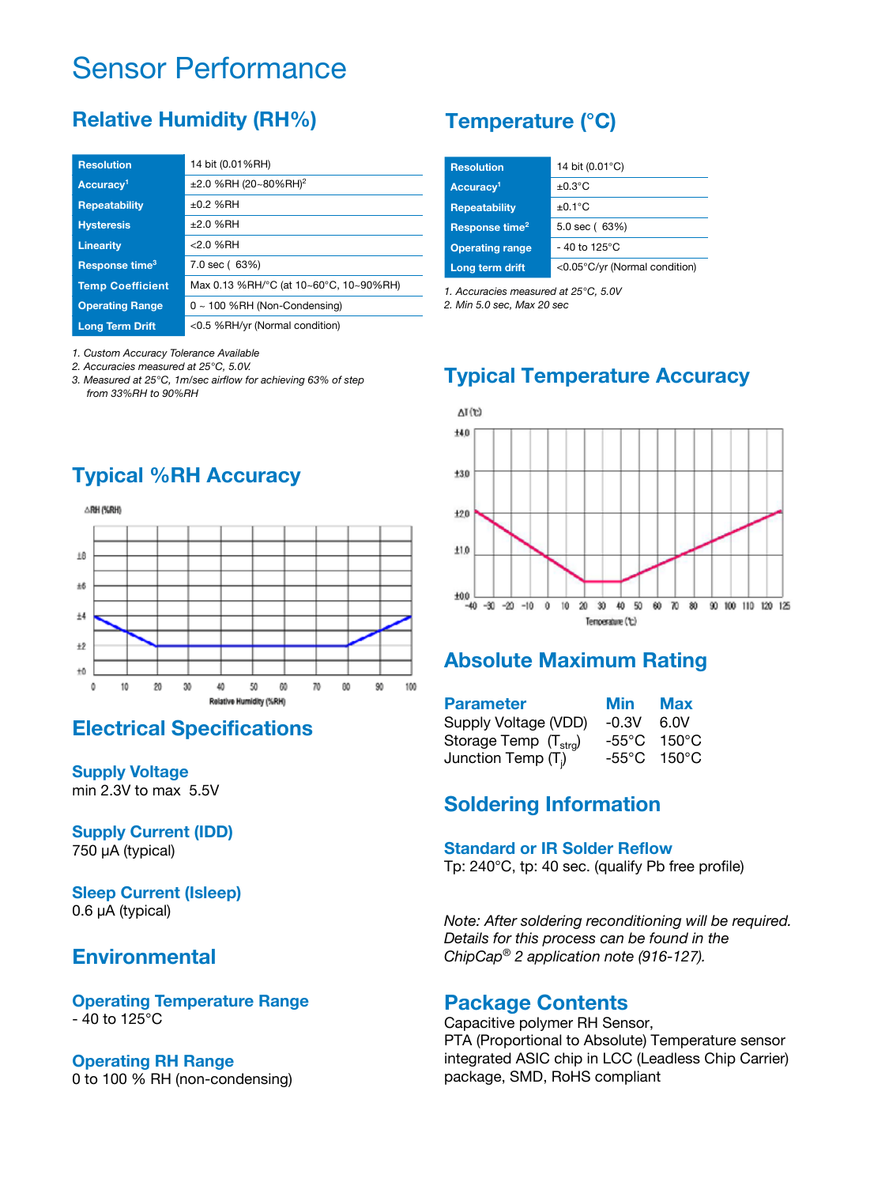# Sensor Performance

## Relative Humidity (RH%)

| | |
|---|---|
| Resolution | 14 bit (0.01%RH) |
| Accuracy[1] | ±2.0 %RH (20~80%RH)[2] |
| Repeatability | ±0.2 %RH |
| Hysteresis | ±2.0 %RH |
| Linearity | <2.0 %RH |
| Response time[3] | 7.0 sec ( 63%) |
| Temp Coefficient | Max 0.13 %RH/°C (at 10~60°C, 10~90%RH) |
| Operating Range | 0 ~ 100 %RH (Non-Condensing) |
| Long Term Drift | <0.5 %RH/yr (Normal condition) |

*1. Custom Accuracy Tolerance Available*
*2. Accuracies measured at 25°C, 5.0V.*
*3. Measured at 25°C, 1m/sec airflow for achieving 63% of step from 33%RH to 90%RH*

## Typical %RH Accuracy

## Electrical Specifications

### Supply Voltage
min 2.3V to max 5.5V

### Supply Current (IDD)
750 μA (typical)

### Sleep Current (Isleep)
0.6 μA (typical)

## Environmental

### Operating Temperature Range
- 40 to 125°C

### Operating RH Range
0 to 100 % RH (non-condensing)

## Temperature (°C)

| | |
|---|---|
| Resolution | 14 bit (0.01°C) |
| Accuracy[1] | ±0.3°C |
| Repeatability | ±0.1°C |
| Response time[2] | 5.0 sec ( 63%) |
| Operating range | - 40 to 125°C |
| Long term drift | <0.05°C/yr (Normal condition) |

*1. Accuracies measured at 25°C, 5.0V*
*2. Min 5.0 sec, Max 20 sec*

## Typical Temperature Accuracy

## Absolute Maximum Rating

| Parameter | Min | Max |
|---|---|---|
| Supply Voltage (VDD) | -0.3V | 6.0V |
| Storage Temp ($T_{strg}$) | -55°C | 150°C |
| Junction Temp ($T_j$) | -55°C | 150°C |

## Soldering Information

### Standard or IR Solder Reflow
Tp: 240°C, tp: 40 sec. (qualify Pb free profile)

*Note: After soldering reconditioning will be required. Details for this process can be found in the ChipCap® 2 application note (916-127).*

## Package Contents
Capacitive polymer RH Sensor,
PTA (Proportional to Absolute) Temperature sensor integrated ASIC chip in LCC (Leadless Chip Carrier) package, SMD, RoHS compliant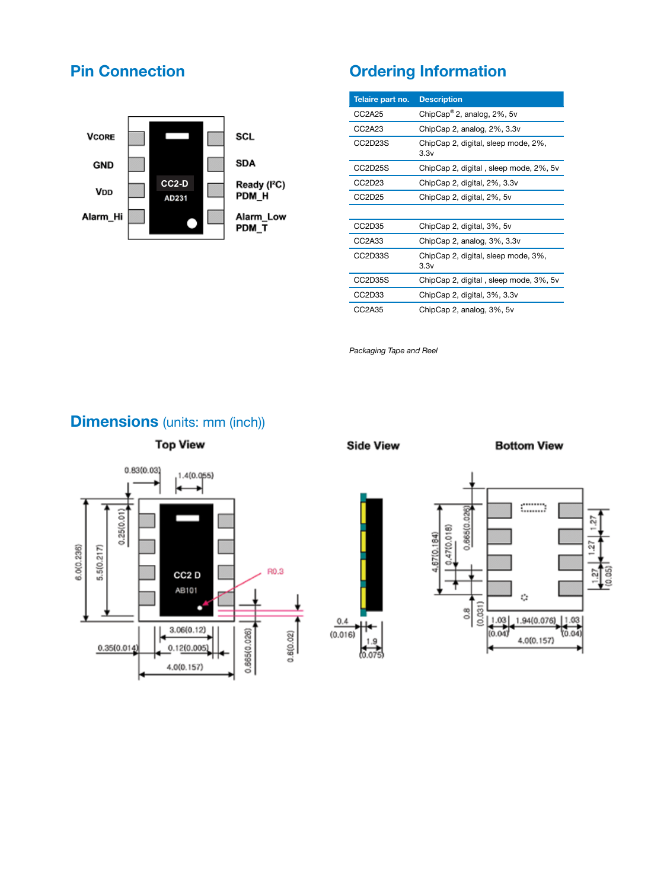## Pin Connection

| Left pin | Right pin |
|---|---|
| VCORE | SCL |
| GND | SDA |
| VDD | Ready (I²C) PDM_H |
| Alarm_Hi | Alarm_Low PDM_T |

CC2-D
AD231

## Ordering Information

| Telaire part no. | Description |
|---|---|
| CC2A25 | ChipCap® 2, analog, 2%, 5v |
| CC2A23 | ChipCap 2, analog, 2%, 3.3v |
| CC2D23S | ChipCap 2, digital, sleep mode, 2%, 3.3v |
| CC2D25S | ChipCap 2, digital , sleep mode, 2%, 5v |
| CC2D23 | ChipCap 2, digital, 2%, 3.3v |
| CC2D25 | ChipCap 2, digital, 2%, 5v |
| | |
| CC2D35 | ChipCap 2, digital, 3%, 5v |
| CC2A33 | ChipCap 2, analog, 3%, 3.3v |
| CC2D33S | ChipCap 2, digital, sleep mode, 3%, 3.3v |
| CC2D35S | ChipCap 2, digital , sleep mode, 3%, 5v |
| CC2D33 | ChipCap 2, digital, 3%, 3.3v |
| CC2A35 | ChipCap 2, analog, 3%, 5v |

*Packaging Tape and Reel*

## Dimensions (units: mm (inch))

**Top View**

0.83(0.03), 1.4(0.055), 0.25(0.01), 6.0(0.236), 5.5(0.217), CC2 D, AB101, R0.3, 3.06(0.12), 0.35(0.014), 0.12(0.005), 4.0(0.157), 0.665(0.026), 0.6(0.02)

**Side View**

0.4 (0.016), 1.9 (0.075)

**Bottom View**

4.67(0.184), 0.47(0.018), 0.665(0.026), 0.8 (0.031), 1.27, 1.27, 1.27 (0.05), 1.03 (0.04), 1.94(0.076), 1.03 (0.04), 4.0(0.157)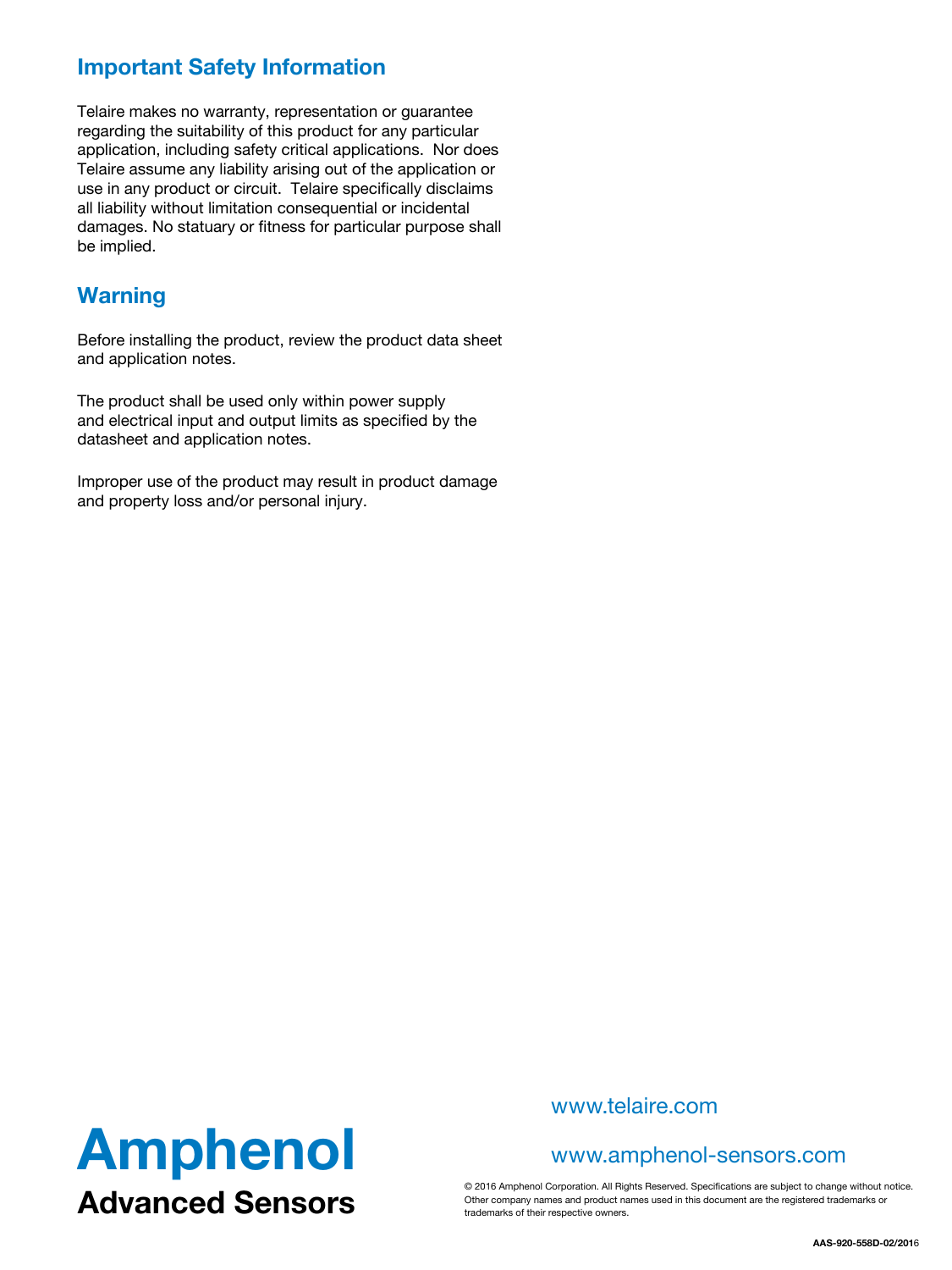## Important Safety Information

Telaire makes no warranty, representation or guarantee regarding the suitability of this product for any particular application, including safety critical applications. Nor does Telaire assume any liability arising out of the application or use in any product or circuit. Telaire specifically disclaims all liability without limitation consequential or incidental damages. No statuary or fitness for particular purpose shall be implied.

## Warning

Before installing the product, review the product data sheet and application notes.

The product shall be used only within power supply and electrical input and output limits as specified by the datasheet and application notes.

Improper use of the product may result in product damage and property loss and/or personal injury.

**Amphenol**

**Advanced Sensors**

www.telaire.com

www.amphenol-sensors.com

© 2016 Amphenol Corporation. All Rights Reserved. Specifications are subject to change without notice. Other company names and product names used in this document are the registered trademarks or trademarks of their respective owners.

**AAS-920-558D-02/2016**